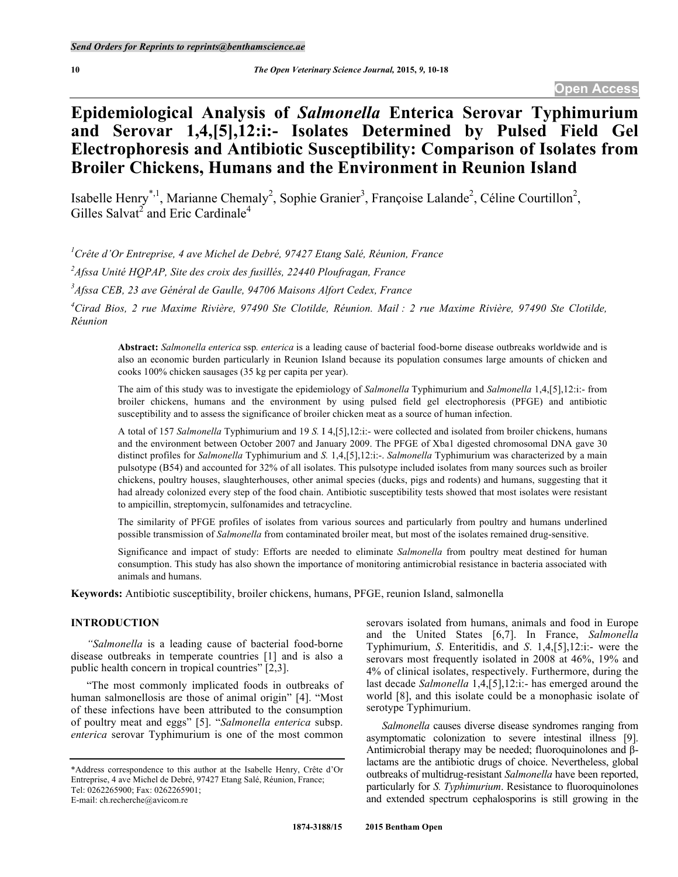# Epidemiological Analysis of *Salmonella* Enterica Serovar Typhimurium and Serovar 1,4,[5],12:i:- Isolates Determined by Pulsed Field Gel Electrophoresis and Antibiotic Susceptibility: Comparison of Isolates from Broiler Chickens, Humans and the Environment in Reunion Island

Isabelle Henry[*,1], Marianne Chemaly[2], Sophie Granier[3], Françoise Lalande[2], Céline Courtillon[2], Gilles Salvat[2] and Eric Cardinale[4]

*[1]Crête d'Or Entreprise, 4 ave Michel de Debré, 97427 Etang Salé, Réunion, France*

*[2]Afssa Unité HQPAP, Site des croix des fusillés, 22440 Ploufragan, France*

*[3]Afssa CEB, 23 ave Général de Gaulle, 94706 Maisons Alfort Cedex, France*

*[4]Cirad Bios, 2 rue Maxime Rivière, 97490 Ste Clotilde, Réunion. Mail : 2 rue Maxime Rivière, 97490 Ste Clotilde, Réunion*

**Abstract:** *Salmonella enterica* ssp*. enterica* is a leading cause of bacterial food-borne disease outbreaks worldwide and is also an economic burden particularly in Reunion Island because its population consumes large amounts of chicken and cooks 100% chicken sausages (35 kg per capita per year).

The aim of this study was to investigate the epidemiology of *Salmonella* Typhimurium and *Salmonella* 1,4,[5],12:i:- from broiler chickens, humans and the environment by using pulsed field gel electrophoresis (PFGE) and antibiotic susceptibility and to assess the significance of broiler chicken meat as a source of human infection.

A total of 157 *Salmonella* Typhimurium and 19 *S.* I 4,[5],12:i:- were collected and isolated from broiler chickens, humans and the environment between October 2007 and January 2009. The PFGE of Xba1 digested chromosomal DNA gave 30 distinct profiles for *Salmonella* Typhimurium and *S.* 1,4,[5],12:i:-. *Salmonella* Typhimurium was characterized by a main pulsotype (B54) and accounted for 32% of all isolates. This pulsotype included isolates from many sources such as broiler chickens, poultry houses, slaughterhouses, other animal species (ducks, pigs and rodents) and humans, suggesting that it had already colonized every step of the food chain. Antibiotic susceptibility tests showed that most isolates were resistant to ampicillin, streptomycin, sulfonamides and tetracycline.

The similarity of PFGE profiles of isolates from various sources and particularly from poultry and humans underlined possible transmission of *Salmonella* from contaminated broiler meat, but most of the isolates remained drug-sensitive.

Significance and impact of study: Efforts are needed to eliminate *Salmonella* from poultry meat destined for human consumption. This study has also shown the importance of monitoring antimicrobial resistance in bacteria associated with animals and humans.

**Keywords:** Antibiotic susceptibility, broiler chickens, humans, PFGE, reunion Island, salmonella

## INTRODUCTION

*"Salmonella* is a leading cause of bacterial food-borne disease outbreaks in temperate countries [1] and is also a public health concern in tropical countries" [2,3].

"The most commonly implicated foods in outbreaks of human salmonellosis are those of animal origin" [4]. "Most of these infections have been attributed to the consumption of poultry meat and eggs" [5]. "*Salmonella enterica* subsp. *enterica* serovar Typhimurium is one of the most common serovars isolated from humans, animals and food in Europe and the United States [6,7]. In France, *Salmonella* Typhimurium, *S*. Enteritidis, and *S*. 1,4,[5],12:i:- were the serovars most frequently isolated in 2008 at 46%, 19% and 4% of clinical isolates, respectively. Furthermore, during the last decade *Salmonella* 1,4,[5],12:i:- has emerged around the world [8], and this isolate could be a monophasic isolate of serotype Typhimurium.

*Salmonella* causes diverse disease syndromes ranging from asymptomatic colonization to severe intestinal illness [9]. Antimicrobial therapy may be needed; fluoroquinolones and β-lactams are the antibiotic drugs of choice. Nevertheless, global outbreaks of multidrug-resistant *Salmonella* have been reported, particularly for *S. Typhimurium*. Resistance to fluoroquinolones and extended spectrum cephalosporins is still growing in the

*Address correspondence to this author at the Isabelle Henry, Crête d'Or Entreprise, 4 ave Michel de Debré, 97427 Etang Salé, Réunion, France; Tel: 0262265900; Fax: 0262265901; E-mail: ch.recherche@avicom.re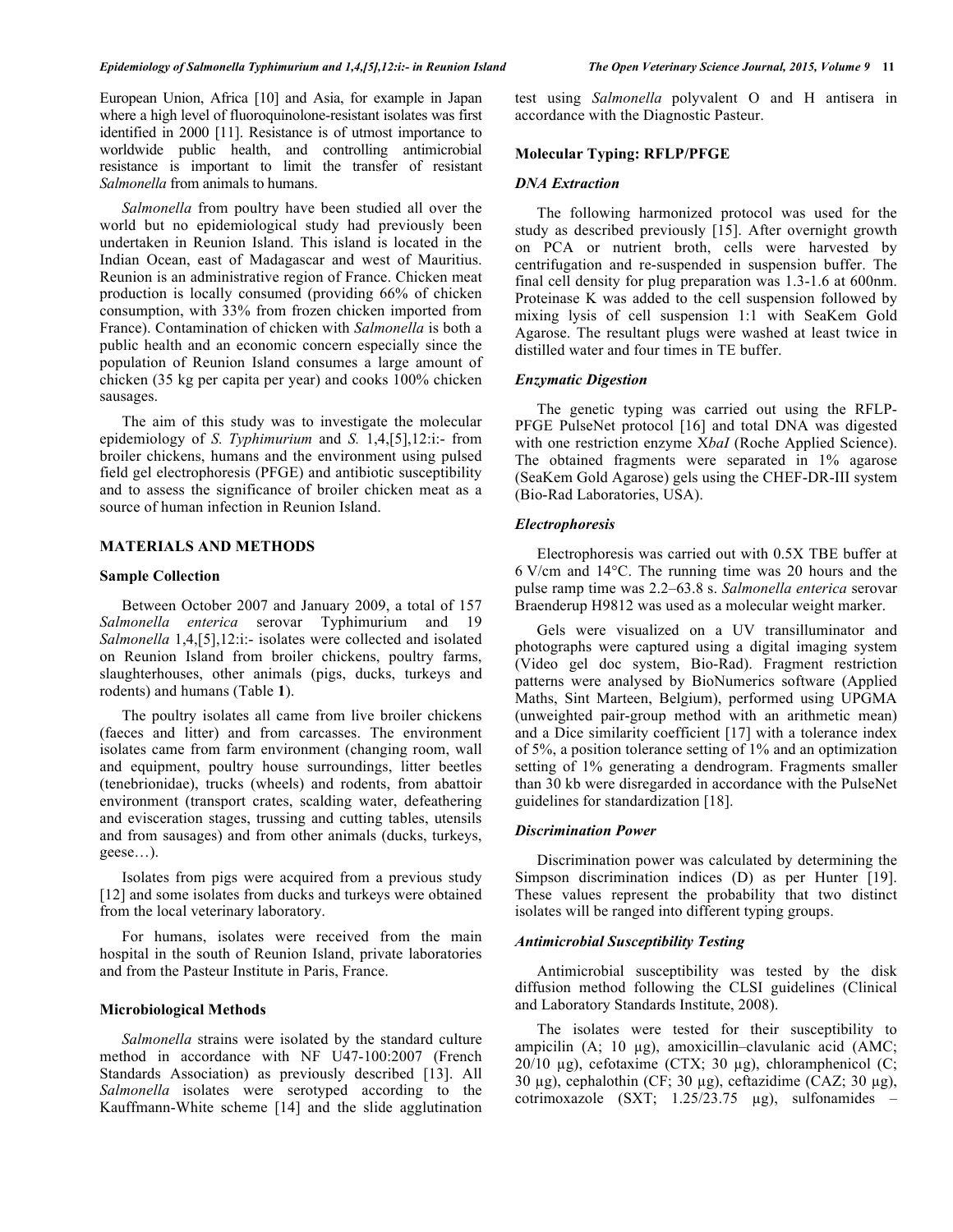European Union, Africa [10] and Asia, for example in Japan where a high level of fluoroquinolone-resistant isolates was first identified in 2000 [11]. Resistance is of utmost importance to worldwide public health, and controlling antimicrobial resistance is important to limit the transfer of resistant *Salmonella* from animals to humans.

*Salmonella* from poultry have been studied all over the world but no epidemiological study had previously been undertaken in Reunion Island. This island is located in the Indian Ocean, east of Madagascar and west of Mauritius. Reunion is an administrative region of France. Chicken meat production is locally consumed (providing 66% of chicken consumption, with 33% from frozen chicken imported from France). Contamination of chicken with *Salmonella* is both a public health and an economic concern especially since the population of Reunion Island consumes a large amount of chicken (35 kg per capita per year) and cooks 100% chicken sausages.

The aim of this study was to investigate the molecular epidemiology of *S. Typhimurium* and *S.* 1,4,[5],12:i:- from broiler chickens, humans and the environment using pulsed field gel electrophoresis (PFGE) and antibiotic susceptibility and to assess the significance of broiler chicken meat as a source of human infection in Reunion Island.

## MATERIALS AND METHODS

### Sample Collection

Between October 2007 and January 2009, a total of 157 *Salmonella enterica* serovar Typhimurium and 19 *Salmonella* 1,4,[5],12:i:- isolates were collected and isolated on Reunion Island from broiler chickens, poultry farms, slaughterhouses, other animals (pigs, ducks, turkeys and rodents) and humans (Table **1**).

The poultry isolates all came from live broiler chickens (faeces and litter) and from carcasses. The environment isolates came from farm environment (changing room, wall and equipment, poultry house surroundings, litter beetles (tenebrionidae), trucks (wheels) and rodents, from abattoir environment (transport crates, scalding water, defeathering and evisceration stages, trussing and cutting tables, utensils and from sausages) and from other animals (ducks, turkeys, geese…).

Isolates from pigs were acquired from a previous study [12] and some isolates from ducks and turkeys were obtained from the local veterinary laboratory.

For humans, isolates were received from the main hospital in the south of Reunion Island, private laboratories and from the Pasteur Institute in Paris, France.

### Microbiological Methods

*Salmonella* strains were isolated by the standard culture method in accordance with NF U47-100:2007 (French Standards Association) as previously described [13]. All *Salmonella* isolates were serotyped according to the Kauffmann-White scheme [14] and the slide agglutination test using *Salmonella* polyvalent O and H antisera in accordance with the Diagnostic Pasteur.

### Molecular Typing: RFLP/PFGE

#### *DNA Extraction*

The following harmonized protocol was used for the study as described previously [15]. After overnight growth on PCA or nutrient broth, cells were harvested by centrifugation and re-suspended in suspension buffer. The final cell density for plug preparation was 1.3-1.6 at 600nm. Proteinase K was added to the cell suspension followed by mixing lysis of cell suspension 1:1 with SeaKem Gold Agarose. The resultant plugs were washed at least twice in distilled water and four times in TE buffer.

#### *Enzymatic Digestion*

The genetic typing was carried out using the RFLP-PFGE PulseNet protocol [16] and total DNA was digested with one restriction enzyme X*baI* (Roche Applied Science). The obtained fragments were separated in 1% agarose (SeaKem Gold Agarose) gels using the CHEF-DR-III system (Bio-Rad Laboratories, USA).

#### *Electrophoresis*

Electrophoresis was carried out with 0.5X TBE buffer at 6 V/cm and 14°C. The running time was 20 hours and the pulse ramp time was 2.2–63.8 s. *Salmonella enterica* serovar Braenderup H9812 was used as a molecular weight marker.

Gels were visualized on a UV transilluminator and photographs were captured using a digital imaging system (Video gel doc system, Bio-Rad). Fragment restriction patterns were analysed by BioNumerics software (Applied Maths, Sint Marteen, Belgium), performed using UPGMA (unweighted pair-group method with an arithmetic mean) and a Dice similarity coefficient [17] with a tolerance index of 5%, a position tolerance setting of 1% and an optimization setting of 1% generating a dendrogram. Fragments smaller than 30 kb were disregarded in accordance with the PulseNet guidelines for standardization [18].

#### *Discrimination Power*

Discrimination power was calculated by determining the Simpson discrimination indices (D) as per Hunter [19]. These values represent the probability that two distinct isolates will be ranged into different typing groups.

#### *Antimicrobial Susceptibility Testing*

Antimicrobial susceptibility was tested by the disk diffusion method following the CLSI guidelines (Clinical and Laboratory Standards Institute, 2008).

The isolates were tested for their susceptibility to ampicilin (A; 10 µg), amoxicillin–clavulanic acid (AMC; 20/10 µg), cefotaxime (CTX; 30 µg), chloramphenicol (C; 30 µg), cephalothin (CF; 30 µg), ceftazidime (CAZ; 30 µg), cotrimoxazole (SXT; 1.25/23.75 µg), sulfonamides –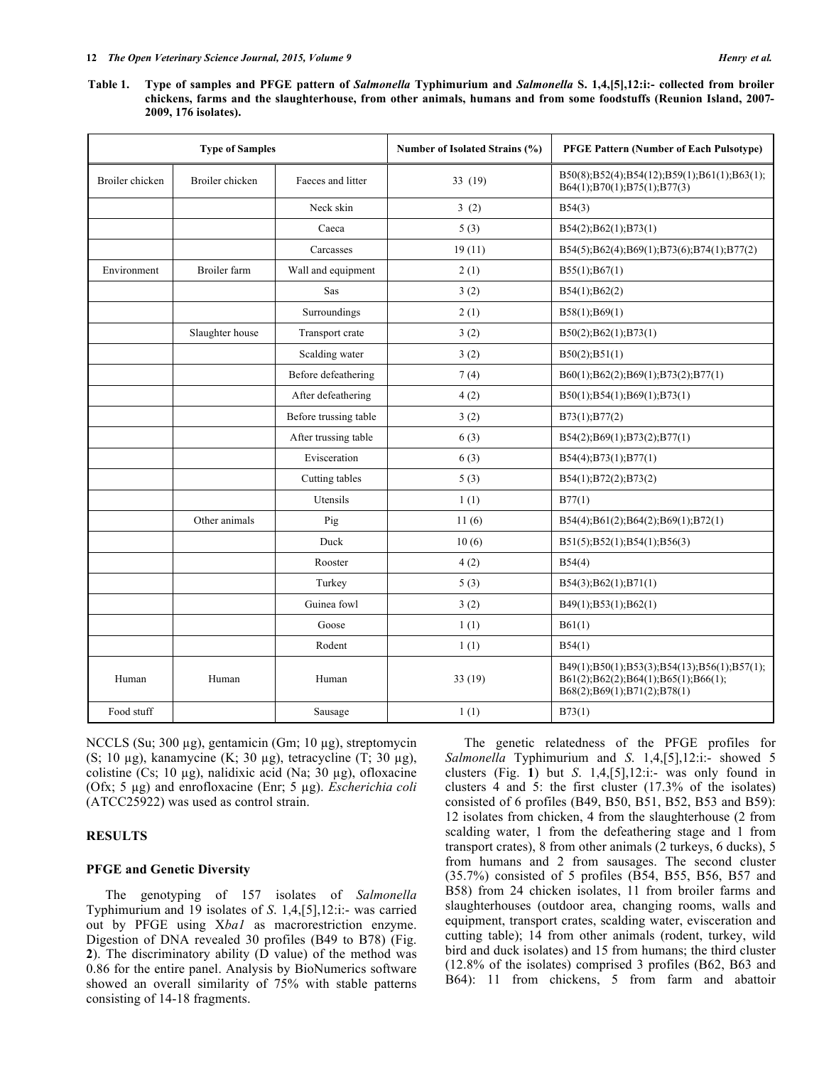**Table 1. Type of samples and PFGE pattern of *Salmonella* Typhimurium and *Salmonella* S. 1,4,[5],12:i:- collected from broiler chickens, farms and the slaughterhouse, from other animals, humans and from some foodstuffs (Reunion Island, 2007-2009, 176 isolates).**

| Type of Samples | | | Number of Isolated Strains (%) | PFGE Pattern (Number of Each Pulsotype) |
|---|---|---|---|---|
| Broiler chicken | Broiler chicken | Faeces and litter | 33 (19) | B50(8);B52(4);B54(12);B59(1);B61(1);B63(1); B64(1);B70(1);B75(1);B77(3) |
| | | Neck skin | 3 (2) | B54(3) |
| | | Caeca | 5 (3) | B54(2);B62(1);B73(1) |
| | | Carcasses | 19 (11) | B54(5);B62(4);B69(1);B73(6);B74(1);B77(2) |
| Environment | Broiler farm | Wall and equipment | 2 (1) | B55(1);B67(1) |
| | | Sas | 3 (2) | B54(1);B62(2) |
| | | Surroundings | 2 (1) | B58(1);B69(1) |
| | Slaughter house | Transport crate | 3 (2) | B50(2);B62(1);B73(1) |
| | | Scalding water | 3 (2) | B50(2);B51(1) |
| | | Before defeathering | 7 (4) | B60(1);B62(2);B69(1);B73(2);B77(1) |
| | | After defeathering | 4 (2) | B50(1);B54(1);B69(1);B73(1) |
| | | Before trussing table | 3 (2) | B73(1);B77(2) |
| | | After trussing table | 6 (3) | B54(2);B69(1);B73(2);B77(1) |
| | | Evisceration | 6 (3) | B54(4);B73(1);B77(1) |
| | | Cutting tables | 5 (3) | B54(1);B72(2);B73(2) |
| | | Utensils | 1 (1) | B77(1) |
| | Other animals | Pig | 11 (6) | B54(4);B61(2);B64(2);B69(1);B72(1) |
| | | Duck | 10 (6) | B51(5);B52(1);B54(1);B56(3) |
| | | Rooster | 4 (2) | B54(4) |
| | | Turkey | 5 (3) | B54(3);B62(1);B71(1) |
| | | Guinea fowl | 3 (2) | B49(1);B53(1);B62(1) |
| | | Goose | 1 (1) | B61(1) |
| | | Rodent | 1 (1) | B54(1) |
| Human | Human | Human | 33 (19) | B49(1);B50(1);B53(3);B54(13);B56(1);B57(1); B61(2);B62(2);B64(1);B65(1);B66(1); B68(2);B69(1);B71(2);B78(1) |
| Food stuff | | Sausage | 1 (1) | B73(1) |

NCCLS (Su; 300 µg), gentamicin (Gm; 10 µg), streptomycin (S; 10 µg), kanamycine (K; 30 µg), tetracycline (T; 30 µg), colistine (Cs; 10 µg), nalidixic acid (Na; 30 µg), ofloxacine (Ofx; 5 µg) and enrofloxacine (Enr; 5 µg). *Escherichia coli* (ATCC25922) was used as control strain.

## RESULTS

### PFGE and Genetic Diversity

The genotyping of 157 isolates of *Salmonella* Typhimurium and 19 isolates of *S.* 1,4,[5],12:i:- was carried out by PFGE using X*ba1* as macrorestriction enzyme. Digestion of DNA revealed 30 profiles (B49 to B78) (Fig. **2**). The discriminatory ability (D value) of the method was 0.86 for the entire panel. Analysis by BioNumerics software showed an overall similarity of 75% with stable patterns consisting of 14-18 fragments.

The genetic relatedness of the PFGE profiles for *Salmonella* Typhimurium and *S.* 1,4,[5],12:i:- showed 5 clusters (Fig. **1**) but *S.* 1,4,[5],12:i:- was only found in clusters 4 and 5: the first cluster (17.3% of the isolates) consisted of 6 profiles (B49, B50, B51, B52, B53 and B59): 12 isolates from chicken, 4 from the slaughterhouse (2 from scalding water, 1 from the defeathering stage and 1 from transport crates), 8 from other animals (2 turkeys, 6 ducks), 5 from humans and 2 from sausages. The second cluster (35.7%) consisted of 5 profiles (B54, B55, B56, B57 and B58) from 24 chicken isolates, 11 from broiler farms and slaughterhouses (outdoor area, changing rooms, walls and equipment, transport crates, scalding water, evisceration and cutting table); 14 from other animals (rodent, turkey, wild bird and duck isolates) and 15 from humans; the third cluster (12.8% of the isolates) comprised 3 profiles (B62, B63 and B64): 11 from chickens, 5 from farm and abattoir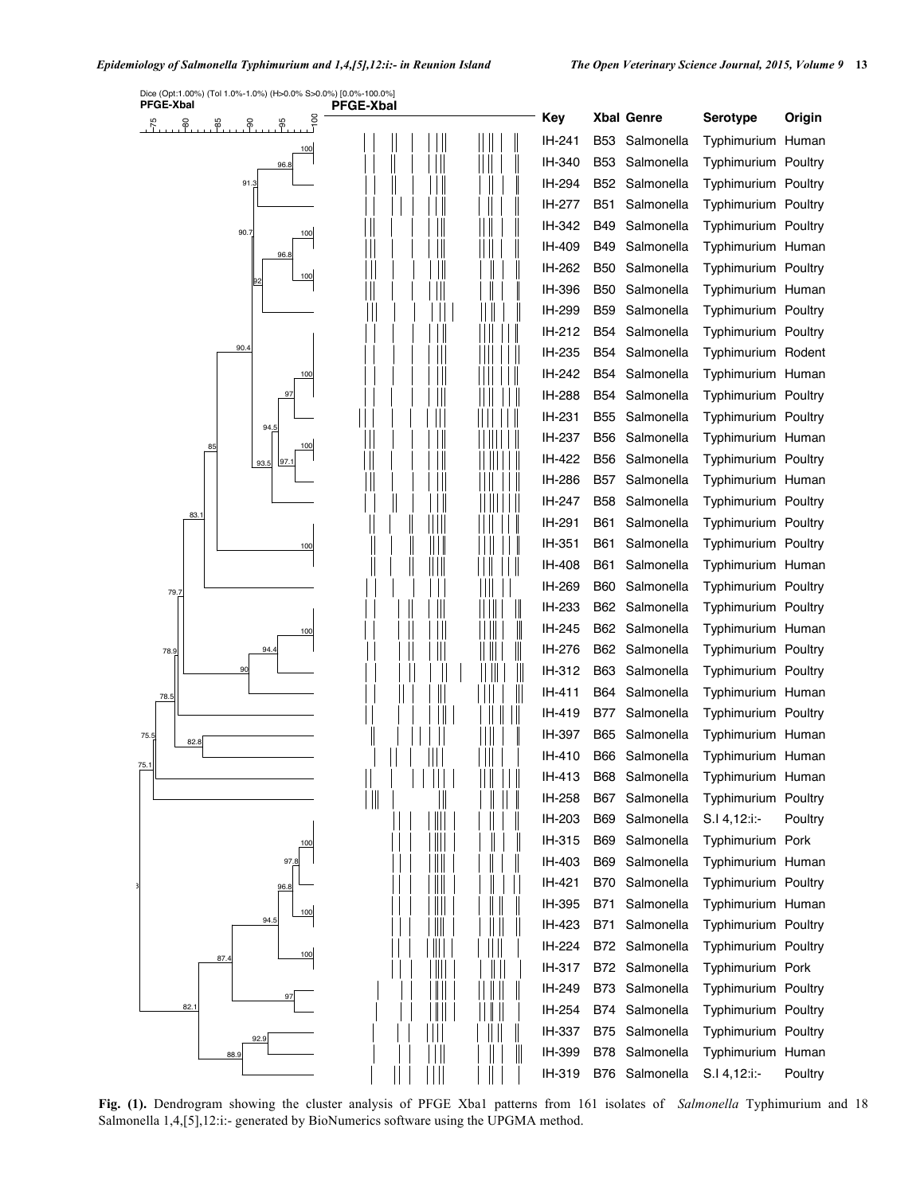Dice (Opt:1.00%) (Tol 1.0%-1.0%) (H>0.0% S>0.0%) [0.0%-100.0%]
PFGE-XbaI

| Key | XbaI | Genre | Serotype | Origin |
|---|---|---|---|---|
| IH-241 | B53 | Salmonella | Typhimurium | Human |
| IH-340 | B53 | Salmonella | Typhimurium | Poultry |
| IH-294 | B52 | Salmonella | Typhimurium | Poultry |
| IH-277 | B51 | Salmonella | Typhimurium | Poultry |
| IH-342 | B49 | Salmonella | Typhimurium | Poultry |
| IH-409 | B49 | Salmonella | Typhimurium | Human |
| IH-262 | B50 | Salmonella | Typhimurium | Poultry |
| IH-396 | B50 | Salmonella | Typhimurium | Human |
| IH-299 | B59 | Salmonella | Typhimurium | Poultry |
| IH-212 | B54 | Salmonella | Typhimurium | Poultry |
| IH-235 | B54 | Salmonella | Typhimurium | Rodent |
| IH-242 | B54 | Salmonella | Typhimurium | Human |
| IH-288 | B54 | Salmonella | Typhimurium | Poultry |
| IH-231 | B55 | Salmonella | Typhimurium | Poultry |
| IH-237 | B56 | Salmonella | Typhimurium | Human |
| IH-422 | B56 | Salmonella | Typhimurium | Poultry |
| IH-286 | B57 | Salmonella | Typhimurium | Human |
| IH-247 | B58 | Salmonella | Typhimurium | Poultry |
| IH-291 | B61 | Salmonella | Typhimurium | Poultry |
| IH-351 | B61 | Salmonella | Typhimurium | Poultry |
| IH-408 | B61 | Salmonella | Typhimurium | Human |
| IH-269 | B60 | Salmonella | Typhimurium | Poultry |
| IH-233 | B62 | Salmonella | Typhimurium | Poultry |
| IH-245 | B62 | Salmonella | Typhimurium | Human |
| IH-276 | B62 | Salmonella | Typhimurium | Poultry |
| IH-312 | B63 | Salmonella | Typhimurium | Poultry |
| IH-411 | B64 | Salmonella | Typhimurium | Human |
| IH-419 | B77 | Salmonella | Typhimurium | Poultry |
| IH-397 | B65 | Salmonella | Typhimurium | Human |
| IH-410 | B66 | Salmonella | Typhimurium | Human |
| IH-413 | B68 | Salmonella | Typhimurium | Human |
| IH-258 | B67 | Salmonella | Typhimurium | Poultry |
| IH-203 | B69 | Salmonella | S.I 4,12:i:- | Poultry |
| IH-315 | B69 | Salmonella | Typhimurium | Pork |
| IH-403 | B69 | Salmonella | Typhimurium | Human |
| IH-421 | B70 | Salmonella | Typhimurium | Poultry |
| IH-395 | B71 | Salmonella | Typhimurium | Human |
| IH-423 | B71 | Salmonella | Typhimurium | Poultry |
| IH-224 | B72 | Salmonella | Typhimurium | Poultry |
| IH-317 | B72 | Salmonella | Typhimurium | Pork |
| IH-249 | B73 | Salmonella | Typhimurium | Poultry |
| IH-254 | B74 | Salmonella | Typhimurium | Poultry |
| IH-337 | B75 | Salmonella | Typhimurium | Poultry |
| IH-399 | B78 | Salmonella | Typhimurium | Human |
| IH-319 | B76 | Salmonella | S.I 4,12:i:- | Poultry |

**Fig. (1).** Dendrogram showing the cluster analysis of PFGE Xba1 patterns from 161 isolates of *Salmonella* Typhimurium and 18 Salmonella 1,4,[5],12:i:- generated by BioNumerics software using the UPGMA method.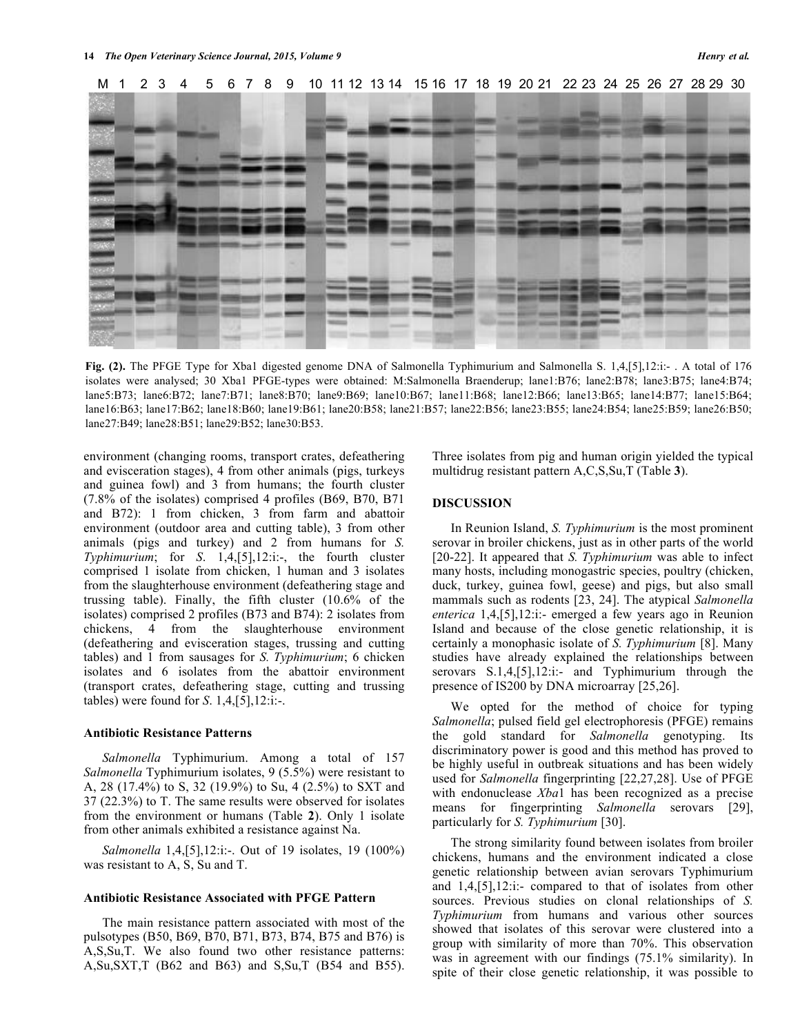Fig. (2). The PFGE Type for Xba1 digested genome DNA of Salmonella Typhimurium and Salmonella S. 1,4,[5],12:i:- . A total of 176 isolates were analysed; 30 Xba1 PFGE-types were obtained: M:Salmonella Braenderup; lane1:B76; lane2:B78; lane3:B75; lane4:B74; lane5:B73; lane6:B72; lane7:B71; lane8:B70; lane9:B69; lane10:B67; lane11:B68; lane12:B66; lane13:B65; lane14:B77; lane15:B64; lane16:B63; lane17:B62; lane18:B60; lane19:B61; lane20:B58; lane21:B57; lane22:B56; lane23:B55; lane24:B54; lane25:B59; lane26:B50; lane27:B49; lane28:B51; lane29:B52; lane30:B53.

environment (changing rooms, transport crates, defeathering and evisceration stages), 4 from other animals (pigs, turkeys and guinea fowl) and 3 from humans; the fourth cluster (7.8% of the isolates) comprised 4 profiles (B69, B70, B71 and B72): 1 from chicken, 3 from farm and abattoir environment (outdoor area and cutting table), 3 from other animals (pigs and turkey) and 2 from humans for *S. Typhimurium*; for *S*. 1,4,[5],12:i:-, the fourth cluster comprised 1 isolate from chicken, 1 human and 3 isolates from the slaughterhouse environment (defeathering stage and trussing table). Finally, the fifth cluster (10.6% of the isolates) comprised 2 profiles (B73 and B74): 2 isolates from chickens, 4 from the slaughterhouse environment (defeathering and evisceration stages, trussing and cutting tables) and 1 from sausages for *S. Typhimurium*; 6 chicken isolates and 6 isolates from the abattoir environment (transport crates, defeathering stage, cutting and trussing tables) were found for *S*. 1,4,[5],12:i:-.

### Antibiotic Resistance Patterns

*Salmonella* Typhimurium. Among a total of 157 *Salmonella* Typhimurium isolates, 9 (5.5%) were resistant to A, 28 (17.4%) to S, 32 (19.9%) to Su, 4 (2.5%) to SXT and 37 (22.3%) to T. The same results were observed for isolates from the environment or humans (Table **2**). Only 1 isolate from other animals exhibited a resistance against Na.

*Salmonella* 1,4,[5],12:i:-. Out of 19 isolates, 19 (100%) was resistant to A, S, Su and T.

### Antibiotic Resistance Associated with PFGE Pattern

The main resistance pattern associated with most of the pulsotypes (B50, B69, B70, B71, B73, B74, B75 and B76) is A,S,Su,T. We also found two other resistance patterns: A,Su,SXT,T (B62 and B63) and S,Su,T (B54 and B55). Three isolates from pig and human origin yielded the typical multidrug resistant pattern A,C,S,Su,T (Table **3**).

## DISCUSSION

In Reunion Island, *S. Typhimurium* is the most prominent serovar in broiler chickens, just as in other parts of the world [20-22]. It appeared that *S. Typhimurium* was able to infect many hosts, including monogastric species, poultry (chicken, duck, turkey, guinea fowl, geese) and pigs, but also small mammals such as rodents [23, 24]. The atypical *Salmonella enterica* 1,4,[5],12:i:- emerged a few years ago in Reunion Island and because of the close genetic relationship, it is certainly a monophasic isolate of *S. Typhimurium* [8]. Many studies have already explained the relationships between serovars S.1,4,[5],12:i:- and Typhimurium through the presence of IS200 by DNA microarray [25,26].

We opted for the method of choice for typing *Salmonella*; pulsed field gel electrophoresis (PFGE) remains the gold standard for *Salmonella* genotyping. Its discriminatory power is good and this method has proved to be highly useful in outbreak situations and has been widely used for *Salmonella* fingerprinting [22,27,28]. Use of PFGE with endonuclease *Xba*1 has been recognized as a precise means for fingerprinting *Salmonella* serovars [29], particularly for *S. Typhimurium* [30].

The strong similarity found between isolates from broiler chickens, humans and the environment indicated a close genetic relationship between avian serovars Typhimurium and 1,4,[5],12:i:- compared to that of isolates from other sources. Previous studies on clonal relationships of *S. Typhimurium* from humans and various other sources showed that isolates of this serovar were clustered into a group with similarity of more than 70%. This observation was in agreement with our findings (75.1% similarity). In spite of their close genetic relationship, it was possible to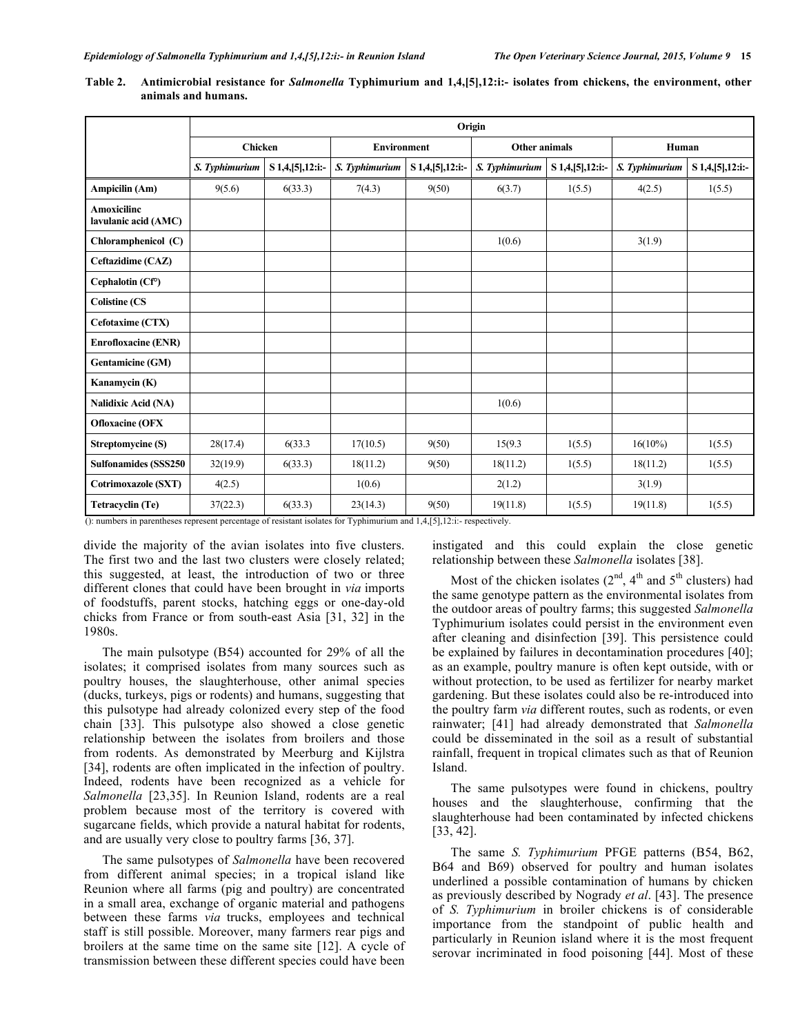**Table 2. Antimicrobial resistance for *Salmonella* Typhimurium and 1,4,[5],12:i:- isolates from chickens, the environment, other animals and humans.**

| | Origin | | | | | | | |
|---|---|---|---|---|---|---|---|---|
| | Chicken | | Environment | | Other animals | | Human | |
| | *S. Typhimurium* | S 1,4,[5],12:i:- | *S. Typhimurium* | S 1,4,[5],12:i:- | *S. Typhimurium* | S 1,4,[5],12:i:- | *S. Typhimurium* | S 1,4,[5],12:i:- |
| **Ampicilin (Am)** | 9(5.6) | 6(33.3) | 7(4.3) | 9(50) | 6(3.7) | 1(5.5) | 4(2.5) | 1(5.5) |
| **Amoxicilinc lavulanic acid (AMC)** | | | | | | | | |
| **Chloramphenicol (C)** | | | | | 1(0.6) | | 3(1.9) | |
| **Ceftazidime (CAZ)** | | | | | | | | |
| **Cephalotin (Cf°)** | | | | | | | | |
| **Colistine (CS** | | | | | | | | |
| **Cefotaxime (CTX)** | | | | | | | | |
| **Enrofloxacine (ENR)** | | | | | | | | |
| **Gentamicine (GM)** | | | | | | | | |
| **Kanamycin (K)** | | | | | | | | |
| **Nalidixic Acid (NA)** | | | | | 1(0.6) | | | |
| **Ofloxacine (OFX** | | | | | | | | |
| **Streptomycine (S)** | 28(17.4) | 6(33.3 | 17(10.5) | 9(50) | 15(9.3 | 1(5.5) | 16(10%) | 1(5.5) |
| **Sulfonamides (SSS250** | 32(19.9) | 6(33.3) | 18(11.2) | 9(50) | 18(11.2) | 1(5.5) | 18(11.2) | 1(5.5) |
| **Cotrimoxazole (SXT)** | 4(2.5) | | 1(0.6) | | 2(1.2) | | 3(1.9) | |
| **Tetracyclin (Te)** | 37(22.3) | 6(33.3) | 23(14.3) | 9(50) | 19(11.8) | 1(5.5) | 19(11.8) | 1(5.5) |

(): numbers in parentheses represent percentage of resistant isolates for Typhimurium and 1,4,[5],12:i:- respectively.

divide the majority of the avian isolates into five clusters. The first two and the last two clusters were closely related; this suggested, at least, the introduction of two or three different clones that could have been brought in *via* imports of foodstuffs, parent stocks, hatching eggs or one-day-old chicks from France or from south-east Asia [31, 32] in the 1980s.

The main pulsotype (B54) accounted for 29% of all the isolates; it comprised isolates from many sources such as poultry houses, the slaughterhouse, other animal species (ducks, turkeys, pigs or rodents) and humans, suggesting that this pulsotype had already colonized every step of the food chain [33]. This pulsotype also showed a close genetic relationship between the isolates from broilers and those from rodents. As demonstrated by Meerburg and Kijlstra [34], rodents are often implicated in the infection of poultry. Indeed, rodents have been recognized as a vehicle for *Salmonella* [23,35]. In Reunion Island, rodents are a real problem because most of the territory is covered with sugarcane fields, which provide a natural habitat for rodents, and are usually very close to poultry farms [36, 37].

The same pulsotypes of *Salmonella* have been recovered from different animal species; in a tropical island like Reunion where all farms (pig and poultry) are concentrated in a small area, exchange of organic material and pathogens between these farms *via* trucks, employees and technical staff is still possible. Moreover, many farmers rear pigs and broilers at the same time on the same site [12]. A cycle of transmission between these different species could have been instigated and this could explain the close genetic relationship between these *Salmonella* isolates [38].

Most of the chicken isolates (2nd, 4th and 5th clusters) had the same genotype pattern as the environmental isolates from the outdoor areas of poultry farms; this suggested *Salmonella* Typhimurium isolates could persist in the environment even after cleaning and disinfection [39]. This persistence could be explained by failures in decontamination procedures [40]; as an example, poultry manure is often kept outside, with or without protection, to be used as fertilizer for nearby market gardening. But these isolates could also be re-introduced into the poultry farm *via* different routes, such as rodents, or even rainwater; [41] had already demonstrated that *Salmonella* could be disseminated in the soil as a result of substantial rainfall, frequent in tropical climates such as that of Reunion Island.

The same pulsotypes were found in chickens, poultry houses and the slaughterhouse, confirming that the slaughterhouse had been contaminated by infected chickens [33, 42].

The same *S. Typhimurium* PFGE patterns (B54, B62, B64 and B69) observed for poultry and human isolates underlined a possible contamination of humans by chicken as previously described by Nogrady *et al*. [43]. The presence of *S. Typhimurium* in broiler chickens is of considerable importance from the standpoint of public health and particularly in Reunion island where it is the most frequent serovar incriminated in food poisoning [44]. Most of these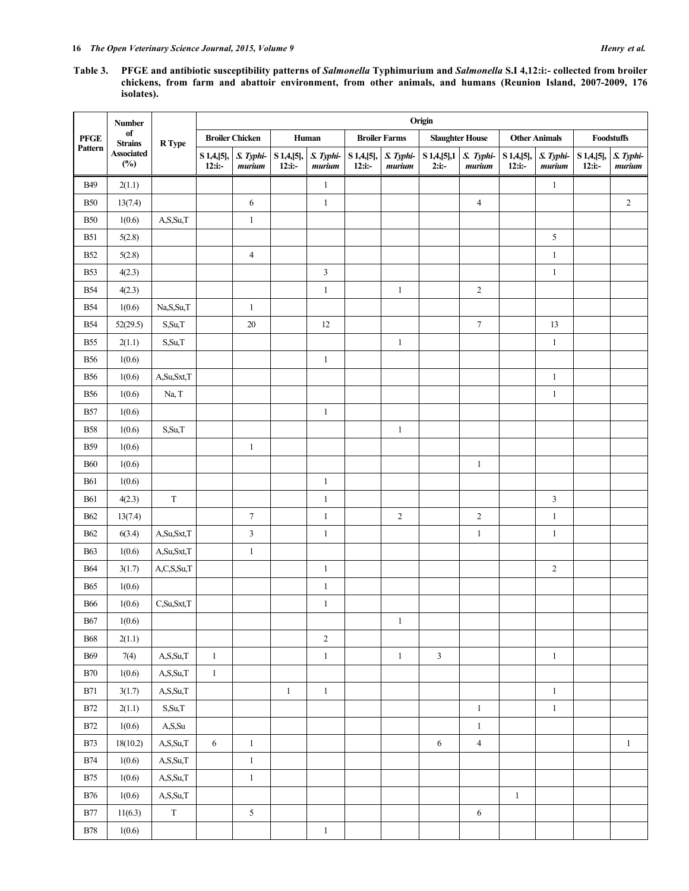**Table 3. PFGE and antibiotic susceptibility patterns of *Salmonella* Typhimurium and *Salmonella* S.I 4,12:i:- collected from broiler chickens, from farm and abattoir environment, from other animals, and humans (Reunion Island, 2007-2009, 176 isolates).**

| PFGE Pattern | Number of Strains Associated (%) | R Type | Origin | | | | | | | | | | | |
|---|---|---|---|---|---|---|---|---|---|---|---|---|---|---|
| | | | Broiler Chicken | | Human | | Broiler Farms | | Slaughter House | | Other Animals | | Foodstuffs | |
| | | | S 1,4,[5], 12:i:- | *S. Typhimurium* | S 1,4,[5], 12:i:- | *S. Typhimurium* | S 1,4,[5], 12:i:- | *S. Typhimurium* | S 1,4,[5],12:i:- | *S. Typhimurium* | S 1,4,[5], 12:i:- | *S. Typhimurium* | S 1,4,[5], 12:i:- | *S. Typhimurium* |
| B49 | 2(1.1) | | | | | 1 | | | | | | 1 | | |
| B50 | 13(7.4) | | | 6 | | 1 | | | | 4 | | | | 2 |
| B50 | 1(0.6) | A,S,Su,T | | 1 | | | | | | | | | | |
| B51 | 5(2.8) | | | | | | | | | | | 5 | | |
| B52 | 5(2.8) | | | 4 | | | | | | | | 1 | | |
| B53 | 4(2.3) | | | | | 3 | | | | | | 1 | | |
| B54 | 4(2.3) | | | | | 1 | | 1 | | 2 | | | | |
| B54 | 1(0.6) | Na,S,Su,T | | 1 | | | | | | | | | | |
| B54 | 52(29.5) | S,Su,T | | 20 | | 12 | | | | 7 | | 13 | | |
| B55 | 2(1.1) | S,Su,T | | | | | | 1 | | | | 1 | | |
| B56 | 1(0.6) | | | | | 1 | | | | | | | | |
| B56 | 1(0.6) | A,Su,Sxt,T | | | | | | | | | | 1 | | |
| B56 | 1(0.6) | Na, T | | | | | | | | | | 1 | | |
| B57 | 1(0.6) | | | | | 1 | | | | | | | | |
| B58 | 1(0.6) | S,Su,T | | | | | | 1 | | | | | | |
| B59 | 1(0.6) | | | 1 | | | | | | | | | | |
| B60 | 1(0.6) | | | | | | | | | 1 | | | | |
| B61 | 1(0.6) | | | | | 1 | | | | | | | | |
| B61 | 4(2.3) | T | | | | 1 | | | | | | 3 | | |
| B62 | 13(7.4) | | | 7 | | 1 | | 2 | | 2 | | 1 | | |
| B62 | 6(3.4) | A,Su,Sxt,T | | 3 | | 1 | | | | 1 | | 1 | | |
| B63 | 1(0.6) | A,Su,Sxt,T | | 1 | | | | | | | | | | |
| B64 | 3(1.7) | A,C,S,Su,T | | | | 1 | | | | | | 2 | | |
| B65 | 1(0.6) | | | | | 1 | | | | | | | | |
| B66 | 1(0.6) | C,Su,Sxt,T | | | | 1 | | | | | | | | |
| B67 | 1(0.6) | | | | | | | 1 | | | | | | |
| B68 | 2(1.1) | | | | | 2 | | | | | | | | |
| B69 | 7(4) | A,S,Su,T | 1 | | | 1 | | 1 | 3 | | | 1 | | |
| B70 | 1(0.6) | A,S,Su,T | 1 | | | | | | | | | | | |
| B71 | 3(1.7) | A,S,Su,T | | | 1 | 1 | | | | | | 1 | | |
| B72 | 2(1.1) | S,Su,T | | | | | | | | 1 | | 1 | | |
| B72 | 1(0.6) | A,S,Su | | | | | | | | 1 | | | | |
| B73 | 18(10.2) | A,S,Su,T | 6 | 1 | | | | | 6 | 4 | | | | 1 |
| B74 | 1(0.6) | A,S,Su,T | | 1 | | | | | | | | | | |
| B75 | 1(0.6) | A,S,Su,T | | 1 | | | | | | | | | | |
| B76 | 1(0.6) | A,S,Su,T | | | | | | | | | 1 | | | |
| B77 | 11(6.3) | T | | 5 | | | | | | 6 | | | | |
| B78 | 1(0.6) | | | | | 1 | | | | | | | | |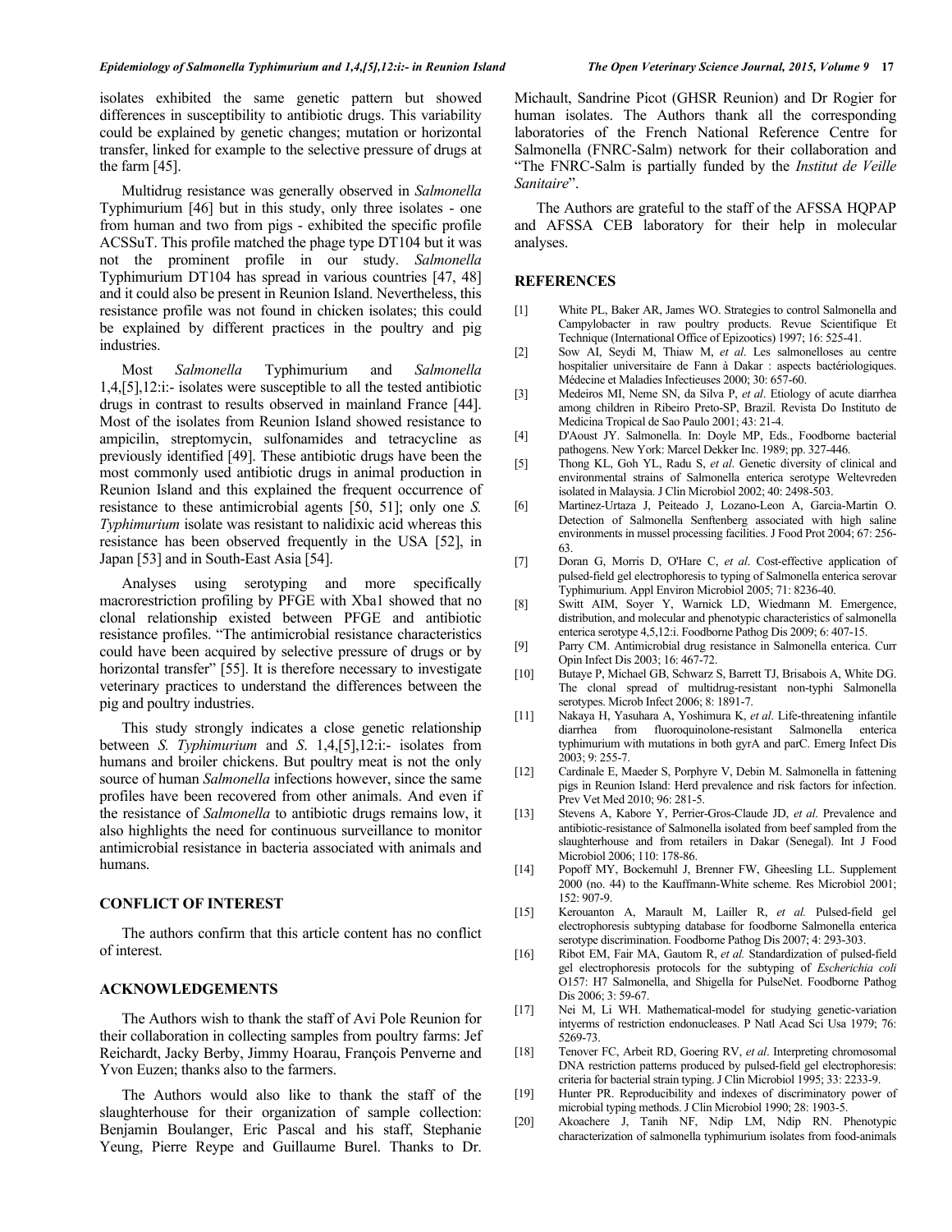isolates exhibited the same genetic pattern but showed differences in susceptibility to antibiotic drugs. This variability could be explained by genetic changes; mutation or horizontal transfer, linked for example to the selective pressure of drugs at the farm [45].

Multidrug resistance was generally observed in *Salmonella* Typhimurium [46] but in this study, only three isolates - one from human and two from pigs - exhibited the specific profile ACSSuT. This profile matched the phage type DT104 but it was not the prominent profile in our study. *Salmonella* Typhimurium DT104 has spread in various countries [47, 48] and it could also be present in Reunion Island. Nevertheless, this resistance profile was not found in chicken isolates; this could be explained by different practices in the poultry and pig industries.

Most *Salmonella* Typhimurium and *Salmonella* 1,4,[5],12:i:- isolates were susceptible to all the tested antibiotic drugs in contrast to results observed in mainland France [44]. Most of the isolates from Reunion Island showed resistance to ampicilin, streptomycin, sulfonamides and tetracycline as previously identified [49]. These antibiotic drugs have been the most commonly used antibiotic drugs in animal production in Reunion Island and this explained the frequent occurrence of resistance to these antimicrobial agents [50, 51]; only one *S. Typhimurium* isolate was resistant to nalidixic acid whereas this resistance has been observed frequently in the USA [52], in Japan [53] and in South-East Asia [54].

Analyses using serotyping and more specifically macrorestriction profiling by PFGE with Xba1 showed that no clonal relationship existed between PFGE and antibiotic resistance profiles. "The antimicrobial resistance characteristics could have been acquired by selective pressure of drugs or by horizontal transfer" [55]. It is therefore necessary to investigate veterinary practices to understand the differences between the pig and poultry industries.

This study strongly indicates a close genetic relationship between *S. Typhimurium* and *S*. 1,4,[5],12:i:- isolates from humans and broiler chickens. But poultry meat is not the only source of human *Salmonella* infections however, since the same profiles have been recovered from other animals. And even if the resistance of *Salmonella* to antibiotic drugs remains low, it also highlights the need for continuous surveillance to monitor antimicrobial resistance in bacteria associated with animals and humans.

## CONFLICT OF INTEREST

The authors confirm that this article content has no conflict of interest.

## ACKNOWLEDGEMENTS

The Authors wish to thank the staff of Avi Pole Reunion for their collaboration in collecting samples from poultry farms: Jef Reichardt, Jacky Berby, Jimmy Hoarau, François Penverne and Yvon Euzen; thanks also to the farmers.

The Authors would also like to thank the staff of the slaughterhouse for their organization of sample collection: Benjamin Boulanger, Eric Pascal and his staff, Stephanie Yeung, Pierre Reype and Guillaume Burel. Thanks to Dr. Michault, Sandrine Picot (GHSR Reunion) and Dr Rogier for human isolates. The Authors thank all the corresponding laboratories of the French National Reference Centre for Salmonella (FNRC-Salm) network for their collaboration and "The FNRC-Salm is partially funded by the *Institut de Veille Sanitaire*".

The Authors are grateful to the staff of the AFSSA HQPAP and AFSSA CEB laboratory for their help in molecular analyses.

## REFERENCES

[1] White PL, Baker AR, James WO. Strategies to control Salmonella and Campylobacter in raw poultry products. Revue Scientifique Et Technique (International Office of Epizootics) 1997; 16: 525-41.

[2] Sow AI, Seydi M, Thiaw M, *et al*. Les salmonelloses au centre hospitalier universitaire de Fann à Dakar : aspects bactériologiques. Médecine et Maladies Infectieuses 2000; 30: 657-60.

[3] Medeiros MI, Neme SN, da Silva P, *et al*. Etiology of acute diarrhea among children in Ribeiro Preto-SP, Brazil. Revista Do Instituto de Medicina Tropical de Sao Paulo 2001; 43: 21-4.

[4] D'Aoust JY. Salmonella. In: Doyle MP, Eds., Foodborne bacterial pathogens. New York: Marcel Dekker Inc. 1989; pp. 327-446.

[5] Thong KL, Goh YL, Radu S, *et al*. Genetic diversity of clinical and environmental strains of Salmonella enterica serotype Weltevreden isolated in Malaysia. J Clin Microbiol 2002; 40: 2498-503.

[6] Martinez-Urtaza J, Peiteado J, Lozano-Leon A, Garcia-Martin O. Detection of Salmonella Senftenberg associated with high saline environments in mussel processing facilities. J Food Prot 2004; 67: 256-63.

[7] Doran G, Morris D, O'Hare C, *et al*. Cost-effective application of pulsed-field gel electrophoresis to typing of Salmonella enterica serovar Typhimurium. Appl Environ Microbiol 2005; 71: 8236-40.

[8] Switt AIM, Soyer Y, Warnick LD, Wiedmann M. Emergence, distribution, and molecular and phenotypic characteristics of salmonella enterica serotype 4,5,12:i. Foodborne Pathog Dis 2009; 6: 407-15.

[9] Parry CM. Antimicrobial drug resistance in Salmonella enterica. Curr Opin Infect Dis 2003; 16: 467-72.

[10] Butaye P, Michael GB, Schwarz S, Barrett TJ, Brisabois A, White DG. The clonal spread of multidrug-resistant non-typhi Salmonella serotypes. Microb Infect 2006; 8: 1891-7.

[11] Nakaya H, Yasuhara A, Yoshimura K, *et al*. Life-threatening infantile diarrhea from fluoroquinolone-resistant Salmonella enterica typhimurium with mutations in both gyrA and parC. Emerg Infect Dis 2003; 9: 255-7.

[12] Cardinale E, Maeder S, Porphyre V, Debin M. Salmonella in fattening pigs in Reunion Island: Herd prevalence and risk factors for infection. Prev Vet Med 2010; 96: 281-5.

[13] Stevens A, Kabore Y, Perrier-Gros-Claude JD, *et al*. Prevalence and antibiotic-resistance of Salmonella isolated from beef sampled from the slaughterhouse and from retailers in Dakar (Senegal). Int J Food Microbiol 2006; 110: 178-86.

[14] Popoff MY, Bockemuhl J, Brenner FW, Gheesling LL. Supplement 2000 (no. 44) to the Kauffmann-White scheme. Res Microbiol 2001; 152: 907-9.

[15] Kerouanton A, Marault M, Lailler R, *et al.* Pulsed-field gel electrophoresis subtyping database for foodborne Salmonella enterica serotype discrimination. Foodborne Pathog Dis 2007; 4: 293-303.

[16] Ribot EM, Fair MA, Gautom R, *et al.* Standardization of pulsed-field gel electrophoresis protocols for the subtyping of *Escherichia coli* O157: H7 Salmonella, and Shigella for PulseNet. Foodborne Pathog Dis 2006; 3: 59-67.

[17] Nei M, Li WH. Mathematical-model for studying genetic-variation intyerms of restriction endonucleases. P Natl Acad Sci Usa 1979; 76: 5269-73.

[18] Tenover FC, Arbeit RD, Goering RV, *et al*. Interpreting chromosomal DNA restriction patterns produced by pulsed-field gel electrophoresis: criteria for bacterial strain typing. J Clin Microbiol 1995; 33: 2233-9.

[19] Hunter PR. Reproducibility and indexes of discriminatory power of microbial typing methods. J Clin Microbiol 1990; 28: 1903-5.

[20] Akoachere J, Tanih NF, Ndip LM, Ndip RN. Phenotypic characterization of salmonella typhimurium isolates from food-animals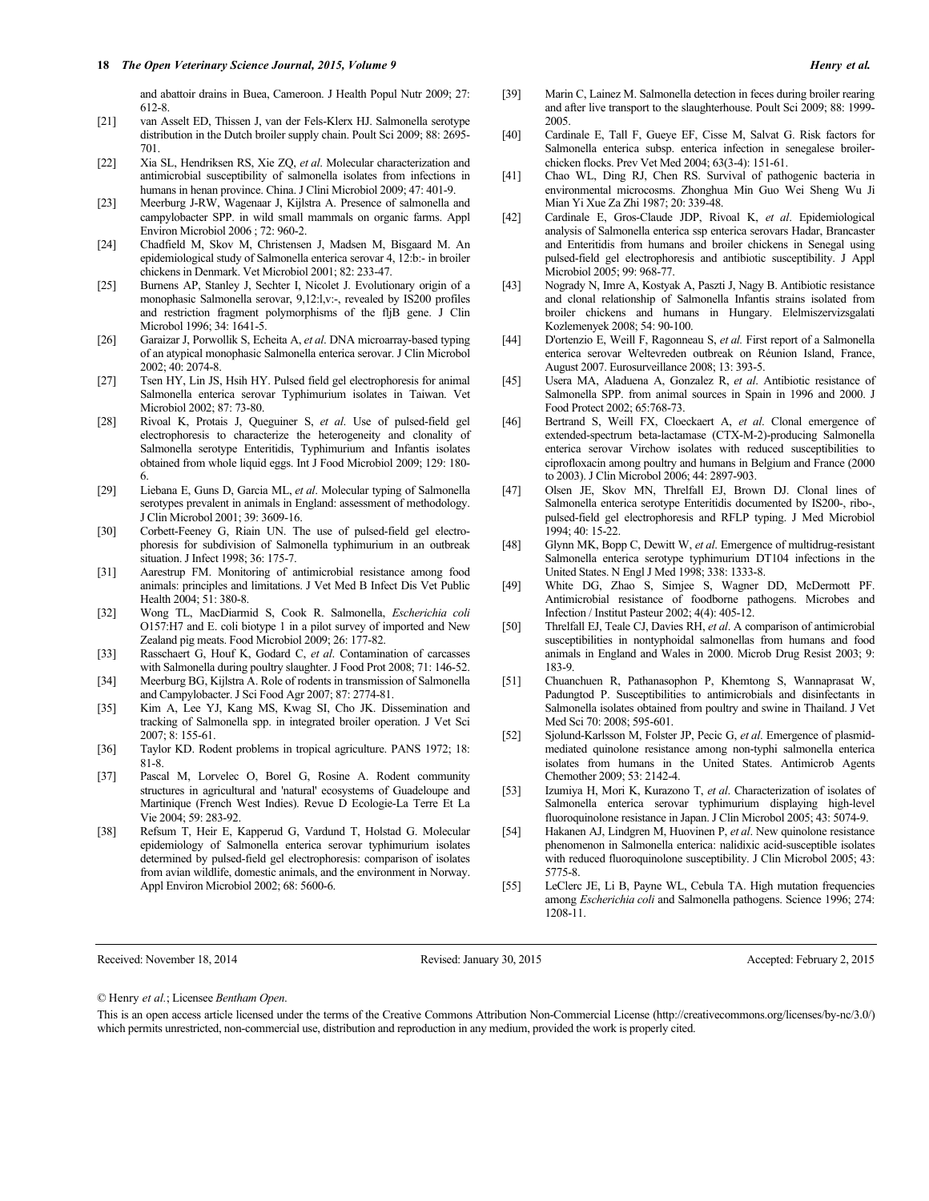and abattoir drains in Buea, Cameroon. J Health Popul Nutr 2009; 27: 612-8.

[21] van Asselt ED, Thissen J, van der Fels-Klerx HJ. Salmonella serotype distribution in the Dutch broiler supply chain. Poult Sci 2009; 88: 2695-701.

[22] Xia SL, Hendriksen RS, Xie ZQ, *et al*. Molecular characterization and antimicrobial susceptibility of salmonella isolates from infections in humans in henan province. China. J Clini Microbiol 2009; 47: 401-9.

[23] Meerburg J-RW, Wagenaar J, Kijlstra A. Presence of salmonella and campylobacter SPP. in wild small mammals on organic farms. Appl Environ Microbiol 2006 ; 72: 960-2.

[24] Chadfield M, Skov M, Christensen J, Madsen M, Bisgaard M. An epidemiological study of Salmonella enterica serovar 4, 12:b:- in broiler chickens in Denmark. Vet Microbiol 2001; 82: 233-47.

[25] Burnens AP, Stanley J, Sechter I, Nicolet J. Evolutionary origin of a monophasic Salmonella serovar, 9,12:l,v:-, revealed by IS200 profiles and restriction fragment polymorphisms of the fljB gene. J Clin Microbol 1996; 34: 1641-5.

[26] Garaizar J, Porwollik S, Echeita A, *et al*. DNA microarray-based typing of an atypical monophasic Salmonella enterica serovar. J Clin Microbol 2002; 40: 2074-8.

[27] Tsen HY, Lin JS, Hsih HY. Pulsed field gel electrophoresis for animal Salmonella enterica serovar Typhimurium isolates in Taiwan. Vet Microbiol 2002; 87: 73-80.

[28] Rivoal K, Protais J, Queguiner S, *et al*. Use of pulsed-field gel electrophoresis to characterize the heterogeneity and clonality of Salmonella serotype Enteritidis, Typhimurium and Infantis isolates obtained from whole liquid eggs. Int J Food Microbiol 2009; 129: 180-6.

[29] Liebana E, Guns D, Garcia ML, *et al*. Molecular typing of Salmonella serotypes prevalent in animals in England: assessment of methodology. J Clin Microbol 2001; 39: 3609-16.

[30] Corbett-Feeney G, Riain UN. The use of pulsed-field gel electrophoresis for subdivision of Salmonella typhimurium in an outbreak situation. J Infect 1998; 36: 175-7.

[31] Aarestrup FM. Monitoring of antimicrobial resistance among food animals: principles and limitations. J Vet Med B Infect Dis Vet Public Health 2004; 51: 380-8.

[32] Wong TL, MacDiarmid S, Cook R. Salmonella, *Escherichia coli* O157:H7 and E. coli biotype 1 in a pilot survey of imported and New Zealand pig meats. Food Microbiol 2009; 26: 177-82.

[33] Rasschaert G, Houf K, Godard C, *et al*. Contamination of carcasses with Salmonella during poultry slaughter. J Food Prot 2008; 71: 146-52.

[34] Meerburg BG, Kijlstra A. Role of rodents in transmission of Salmonella and Campylobacter. J Sci Food Agr 2007; 87: 2774-81.

[35] Kim A, Lee YJ, Kang MS, Kwag SI, Cho JK. Dissemination and tracking of Salmonella spp. in integrated broiler operation. J Vet Sci 2007; 8: 155-61.

[36] Taylor KD. Rodent problems in tropical agriculture. PANS 1972; 18: 81-8.

[37] Pascal M, Lorvelec O, Borel G, Rosine A. Rodent community structures in agricultural and 'natural' ecosystems of Guadeloupe and Martinique (French West Indies). Revue D Ecologie-La Terre Et La Vie 2004; 59: 283-92.

[38] Refsum T, Heir E, Kapperud G, Vardund T, Holstad G. Molecular epidemiology of Salmonella enterica serovar typhimurium isolates determined by pulsed-field gel electrophoresis: comparison of isolates from avian wildlife, domestic animals, and the environment in Norway. Appl Environ Microbiol 2002; 68: 5600-6.

[39] Marin C, Lainez M. Salmonella detection in feces during broiler rearing and after live transport to the slaughterhouse. Poult Sci 2009; 88: 1999-2005.

[40] Cardinale E, Tall F, Gueye EF, Cisse M, Salvat G. Risk factors for Salmonella enterica subsp. enterica infection in senegalese broiler-chicken flocks. Prev Vet Med 2004; 63(3-4): 151-61.

[41] Chao WL, Ding RJ, Chen RS. Survival of pathogenic bacteria in environmental microcosms. Zhonghua Min Guo Wei Sheng Wu Ji Mian Yi Xue Za Zhi 1987; 20: 339-48.

[42] Cardinale E, Gros-Claude JDP, Rivoal K, *et al*. Epidemiological analysis of Salmonella enterica ssp enterica serovars Hadar, Brancaster and Enteritidis from humans and broiler chickens in Senegal using pulsed-field gel electrophoresis and antibiotic susceptibility. J Appl Microbiol 2005; 99: 968-77.

[43] Nogrady N, Imre A, Kostyak A, Paszti J, Nagy B. Antibiotic resistance and clonal relationship of Salmonella Infantis strains isolated from broiler chickens and humans in Hungary. Elelmiszervizsgalati Kozlemenyek 2008; 54: 90-100.

[44] D'ortenzio E, Weill F, Ragonneau S, *et al.* First report of a Salmonella enterica serovar Weltevreden outbreak on Réunion Island, France, August 2007. Eurosurveillance 2008; 13: 393-5.

[45] Usera MA, Aladuena A, Gonzalez R, *et al*. Antibiotic resistance of Salmonella SPP. from animal sources in Spain in 1996 and 2000. J Food Protect 2002; 65:768-73.

[46] Bertrand S, Weill FX, Cloeckaert A, *et al.* Clonal emergence of extended-spectrum beta-lactamase (CTX-M-2)-producing Salmonella enterica serovar Virchow isolates with reduced susceptibilities to ciprofloxacin among poultry and humans in Belgium and France (2000 to 2003). J Clin Microbol 2006; 44: 2897-903.

[47] Olsen JE, Skov MN, Threlfall EJ, Brown DJ. Clonal lines of Salmonella enterica serotype Enteritidis documented by IS200-, ribo-, pulsed-field gel electrophoresis and RFLP typing. J Med Microbiol 1994; 40: 15-22.

[48] Glynn MK, Bopp C, Dewitt W, *et al*. Emergence of multidrug-resistant Salmonella enterica serotype typhimurium DT104 infections in the United States. N Engl J Med 1998; 338: 1333-8.

[49] White DG, Zhao S, Simjee S, Wagner DD, McDermott PF. Antimicrobial resistance of foodborne pathogens. Microbes and Infection / Institut Pasteur 2002; 4(4): 405-12.

[50] Threlfall EJ, Teale CJ, Davies RH, *et al*. A comparison of antimicrobial susceptibilities in nontyphoidal salmonellas from humans and food animals in England and Wales in 2000. Microb Drug Resist 2003; 9: 183-9.

[51] Chuanchuen R, Pathanasophon P, Khemtong S, Wannaprasat W, Padungtod P. Susceptibilities to antimicrobials and disinfectants in Salmonella isolates obtained from poultry and swine in Thailand. J Vet Med Sci 70: 2008; 595-601.

[52] Sjolund-Karlsson M, Folster JP, Pecic G, *et al*. Emergence of plasmid-mediated quinolone resistance among non-typhi salmonella enterica isolates from humans in the United States. Antimicrob Agents Chemother 2009; 53: 2142-4.

[53] Izumiya H, Mori K, Kurazono T, *et al*. Characterization of isolates of Salmonella enterica serovar typhimurium displaying high-level fluoroquinolone resistance in Japan. J Clin Microbol 2005; 43: 5074-9.

[54] Hakanen AJ, Lindgren M, Huovinen P, *et al*. New quinolone resistance phenomenon in Salmonella enterica: nalidixic acid-susceptible isolates with reduced fluoroquinolone susceptibility. J Clin Microbol 2005; 43: 5775-8.

[55] LeClerc JE, Li B, Payne WL, Cebula TA. High mutation frequencies among *Escherichia coli* and Salmonella pathogens. Science 1996; 274: 1208-11.

Received: November 18, 2014 Revised: January 30, 2015 Accepted: February 2, 2015

© Henry *et al.*; Licensee *Bentham Open*.

This is an open access article licensed under the terms of the Creative Commons Attribution Non-Commercial License (http://creativecommons.org/licenses/by-nc/3.0/) which permits unrestricted, non-commercial use, distribution and reproduction in any medium, provided the work is properly cited.